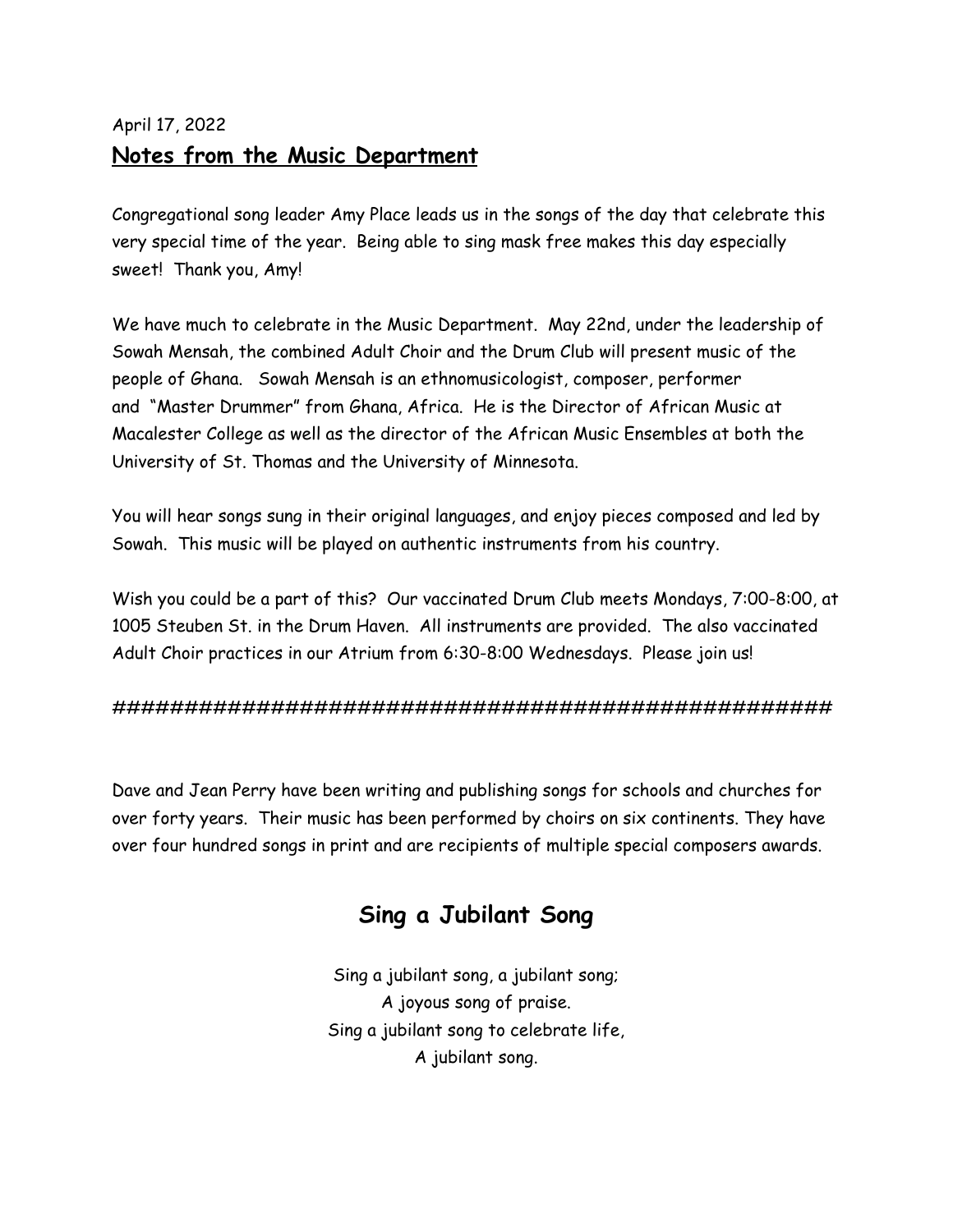April 17, 2022

## Notes from the Music Department

Congregational song leader Amy Place leads us in the songs of the day that celebrate this very special time of the year. Being able to sing mask free makes this day especially sweet! Thank you, Amy!

We have much to celebrate in the Music Department. May 22nd, under the leadership of Sowah Mensah, the combined Adult Choir and the Drum Club will present music of the people of Ghana. Sowah Mensah is an ethnomusicologist, composer, performer and "Master Drummer" from Ghana, Africa. He is the Director of African Music at Macalester College as well as the director of the African Music Ensembles at both the University of St. Thomas and the University of Minnesota.

You will hear songs sung in their original languages, and enjoy pieces composed and led by Sowah. This music will be played on authentic instruments from his country.

Wish you could be a part of this? Our vaccinated Drum Club meets Mondays, 7:00-8:00, at 1005 Steuben St. in the Drum Haven. All instruments are provided. The also vaccinated Adult Choir practices in our Atrium from 6:30-8:00 Wednesdays. Please join us!

##################################################

Dave and Jean Perry have been writing and publishing songs for schools and churches for over forty years. Their music has been performed by choirs on six continents. They have over four hundred songs in print and are recipients of multiple special composers awards.

## Sing a Jubilant Song

Sing a jubilant song, a jubilant song;
A joyous song of praise.
Sing a jubilant song to celebrate life,
A jubilant song.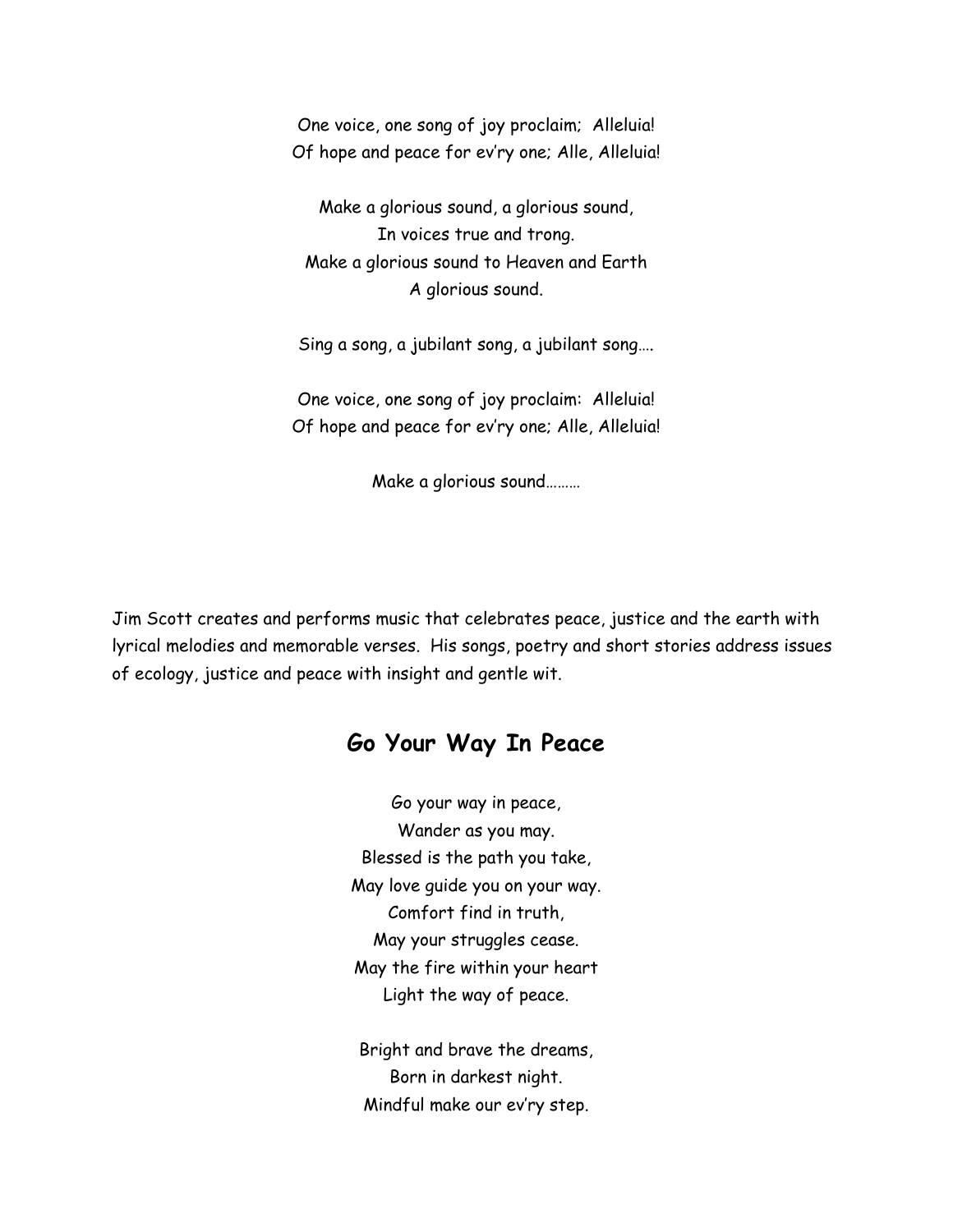One voice, one song of joy proclaim;  Alleluia!
Of hope and peace for ev'ry one; Alle, Alleluia!

Make a glorious sound, a glorious sound,
In voices true and trong.
Make a glorious sound to Heaven and Earth
A glorious sound.

Sing a song, a jubilant song, a jubilant song….

One voice, one song of joy proclaim:  Alleluia!
Of hope and peace for ev'ry one; Alle, Alleluia!

Make a glorious sound………

Jim Scott creates and performs music that celebrates peace, justice and the earth with lyrical melodies and memorable verses.  His songs, poetry and short stories address issues of ecology, justice and peace with insight and gentle wit.

## Go Your Way In Peace

Go your way in peace,
Wander as you may.
Blessed is the path you take,
May love guide you on your way.
Comfort find in truth,
May your struggles cease.
May the fire within your heart
Light the way of peace.

Bright and brave the dreams,
Born in darkest night.
Mindful make our ev'ry step.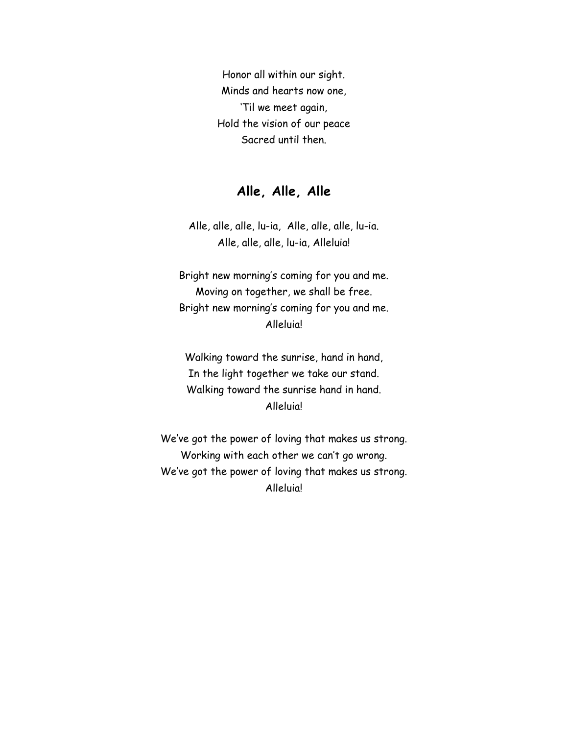Honor all within our sight.
Minds and hearts now one,
'Til we meet again,
Hold the vision of our peace
Sacred until then.

## Alle, Alle, Alle

Alle, alle, alle, lu-ia, Alle, alle, alle, lu-ia.
Alle, alle, alle, lu-ia, Alleluia!

Bright new morning's coming for you and me.
Moving on together, we shall be free.
Bright new morning's coming for you and me.
Alleluia!

Walking toward the sunrise, hand in hand,
In the light together we take our stand.
Walking toward the sunrise hand in hand.
Alleluia!

We've got the power of loving that makes us strong.
Working with each other we can't go wrong.
We've got the power of loving that makes us strong.
Alleluia!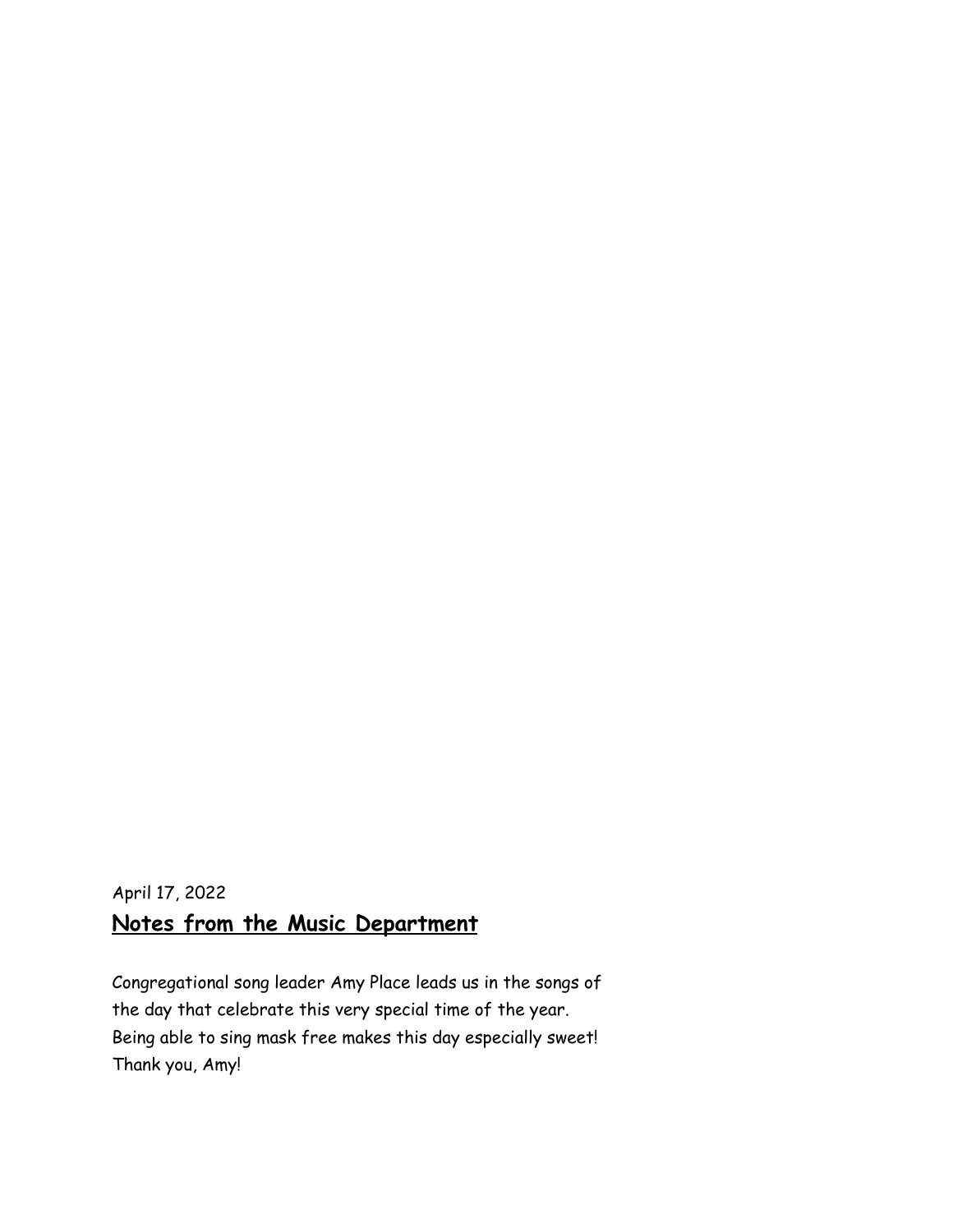April 17, 2022

## Notes from the Music Department

Congregational song leader Amy Place leads us in the songs of the day that celebrate this very special time of the year. Being able to sing mask free makes this day especially sweet! Thank you, Amy!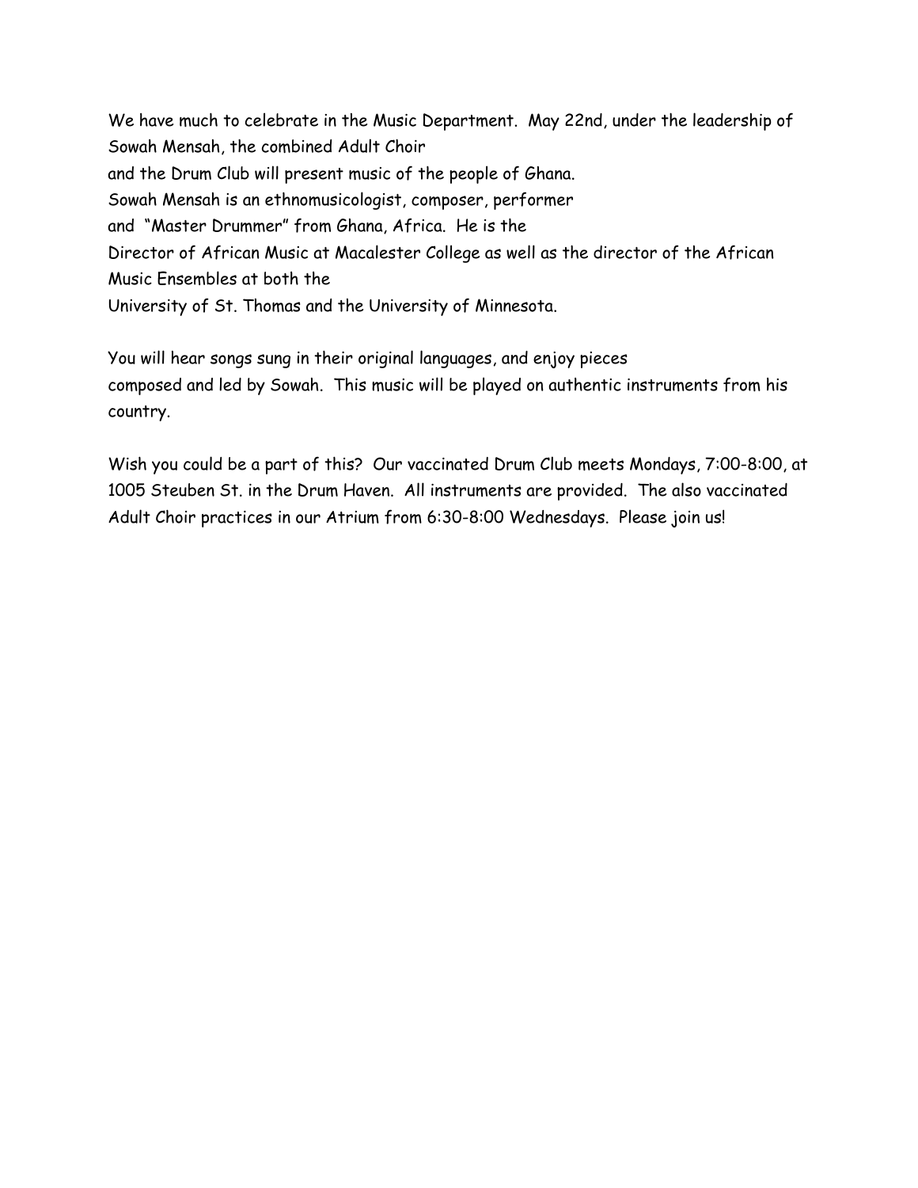We have much to celebrate in the Music Department. May 22nd, under the leadership of Sowah Mensah, the combined Adult Choir and the Drum Club will present music of the people of Ghana. Sowah Mensah is an ethnomusicologist, composer, performer and "Master Drummer" from Ghana, Africa. He is the Director of African Music at Macalester College as well as the director of the African Music Ensembles at both the University of St. Thomas and the University of Minnesota.

You will hear songs sung in their original languages, and enjoy pieces composed and led by Sowah. This music will be played on authentic instruments from his country.

Wish you could be a part of this? Our vaccinated Drum Club meets Mondays, 7:00-8:00, at 1005 Steuben St. in the Drum Haven. All instruments are provided. The also vaccinated Adult Choir practices in our Atrium from 6:30-8:00 Wednesdays. Please join us!